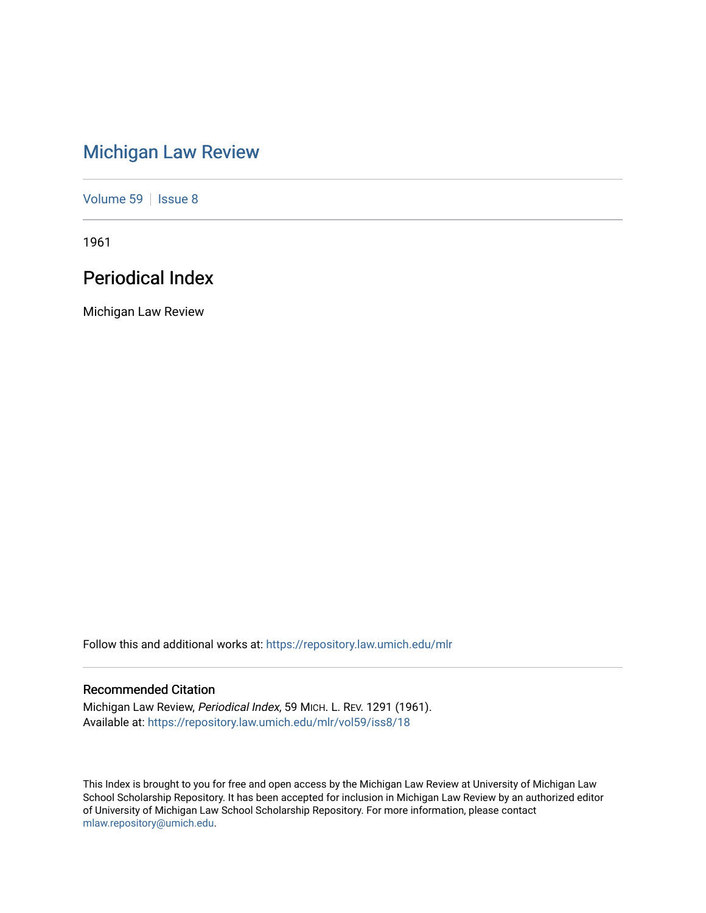# Michigan Law Review

Volume 59 | Issue 8

1961

## Periodical Index

Michigan Law Review

Follow this and additional works at: https://repository.law.umich.edu/mlr

### Recommended Citation

Michigan Law Review, *Periodical Index*, 59 MICH. L. REV. 1291 (1961).
Available at: https://repository.law.umich.edu/mlr/vol59/iss8/18

This Index is brought to you for free and open access by the Michigan Law Review at University of Michigan Law School Scholarship Repository. It has been accepted for inclusion in Michigan Law Review by an authorized editor of University of Michigan Law School Scholarship Repository. For more information, please contact mlaw.repository@umich.edu.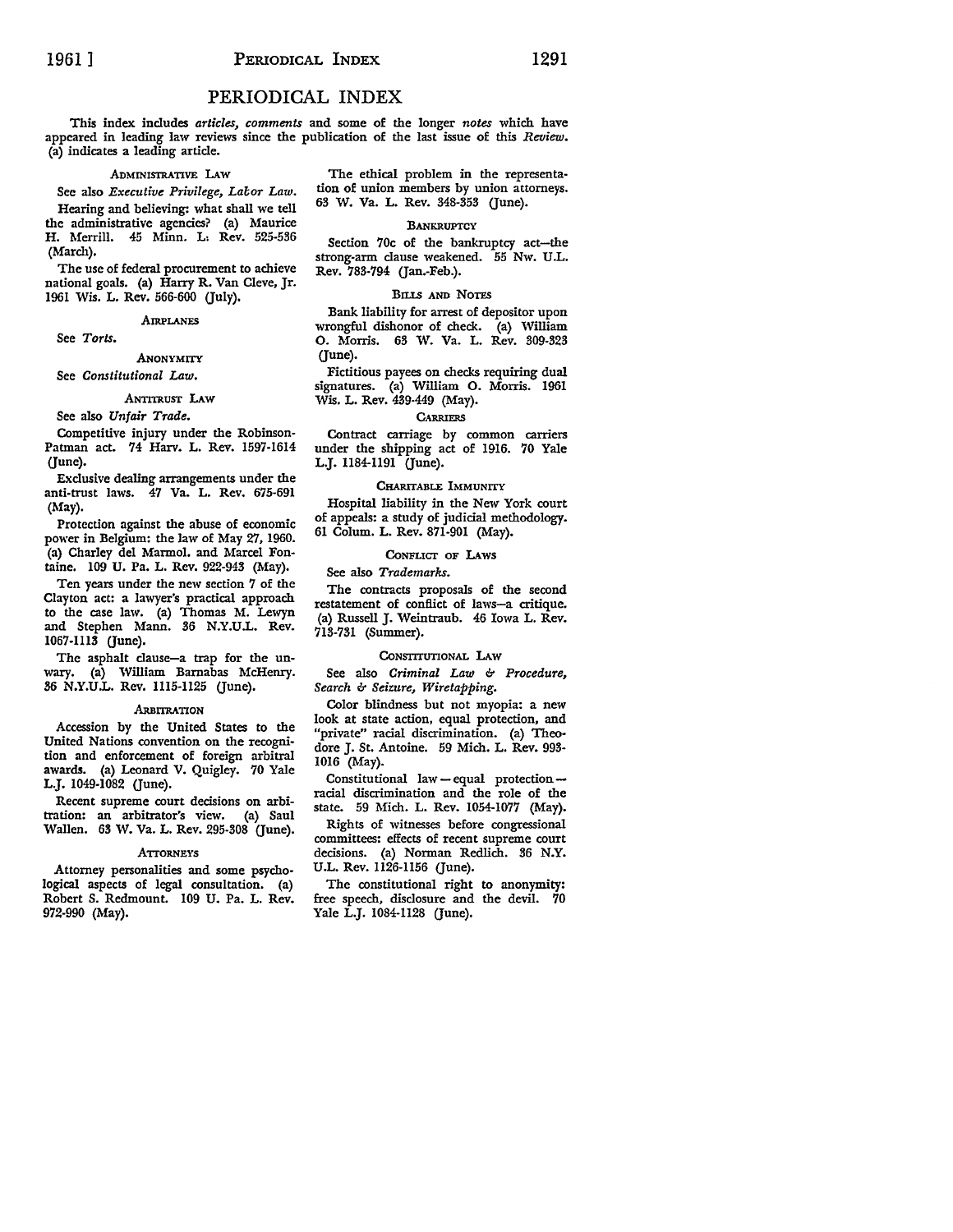# PERIODICAL INDEX

This index includes *articles, comments* and some of the longer *notes* which have appeared in leading law reviews since the publication of the last issue of this *Review*. (a) indicates a leading article.

### ADMINISTRATIVE LAW

See also *Executive Privilege, Labor Law.*

Hearing and believing: what shall we tell the administrative agencies? (a) Maurice H. Merrill. 45 Minn. L. Rev. 525-536 (March).

The use of federal procurement to achieve national goals. (a) Harry R. Van Cleve, Jr. 1961 Wis. L. Rev. 566-600 (July).

### AIRPLANES

See *Torts.*

### ANONYMITY

See *Constitutional Law.*

### ANTITRUST LAW

See also *Unfair Trade.*

Competitive injury under the Robinson-Patman act. 74 Harv. L. Rev. 1597-1614 (June).

Exclusive dealing arrangements under the anti-trust laws. 47 Va. L. Rev. 675-691 (May).

Protection against the abuse of economic power in Belgium: the law of May 27, 1960. (a) Charley del Marmol. and Marcel Fontaine. 109 U. Pa. L. Rev. 922-943 (May).

Ten years under the new section 7 of the Clayton act: a lawyer's practical approach to the case law. (a) Thomas M. Lewyn and Stephen Mann. 36 N.Y.U.L. Rev. 1067-1113 (June).

The asphalt clause—a trap for the unwary. (a) William Barnabas McHenry. 36 N.Y.U.L. Rev. 1115-1125 (June).

### ARBITRATION

Accession by the United States to the United Nations convention on the recognition and enforcement of foreign arbitral awards. (a) Leonard V. Quigley. 70 Yale L.J. 1049-1082 (June).

Recent supreme court decisions on arbitration: an arbitrator's view. (a) Saul Wallen. 63 W. Va. L. Rev. 295-308 (June).

### ATTORNEYS

Attorney personalities and some psychological aspects of legal consultation. (a) Robert S. Redmount. 109 U. Pa. L. Rev. 972-990 (May).

The ethical problem in the representation of union members by union attorneys. 63 W. Va. L. Rev. 348-353 (June).

### BANKRUPTCY

Section 70c of the bankruptcy act—the strong-arm clause weakened. 55 Nw. U.L. Rev. 783-794 (Jan.-Feb.).

### BILLS AND NOTES

Bank liability for arrest of depositor upon wrongful dishonor of check. (a) William O. Morris. 63 W. Va. L. Rev. 309-323 (June).

Fictitious payees on checks requiring dual signatures. (a) William O. Morris. 1961 Wis. L. Rev. 439-449 (May).

### CARRIERS

Contract carriage by common carriers under the shipping act of 1916. 70 Yale L.J. 1184-1191 (June).

### CHARITABLE IMMUNITY

Hospital liability in the New York court of appeals: a study of judicial methodology. 61 Colum. L. Rev. 871-901 (May).

### CONFLICT OF LAWS

See also *Trademarks.*

The contracts proposals of the second restatement of conflict of laws—a critique. (a) Russell J. Weintraub. 46 Iowa L. Rev. 713-731 (Summer).

### CONSTITUTIONAL LAW

See also *Criminal Law & Procedure, Search & Seizure, Wiretapping.*

Color blindness but not myopia: a new look at state action, equal protection, and "private" racial discrimination. (a) Theodore J. St. Antoine. 59 Mich. L. Rev. 993-1016 (May).

Constitutional law — equal protection — racial discrimination and the role of the state. 59 Mich. L. Rev. 1054-1077 (May).

Rights of witnesses before congressional committees: effects of recent supreme court decisions. (a) Norman Redlich. 36 N.Y. U.L. Rev. 1126-1156 (June).

The constitutional right to anonymity: free speech, disclosure and the devil. 70 Yale L.J. 1084-1128 (June).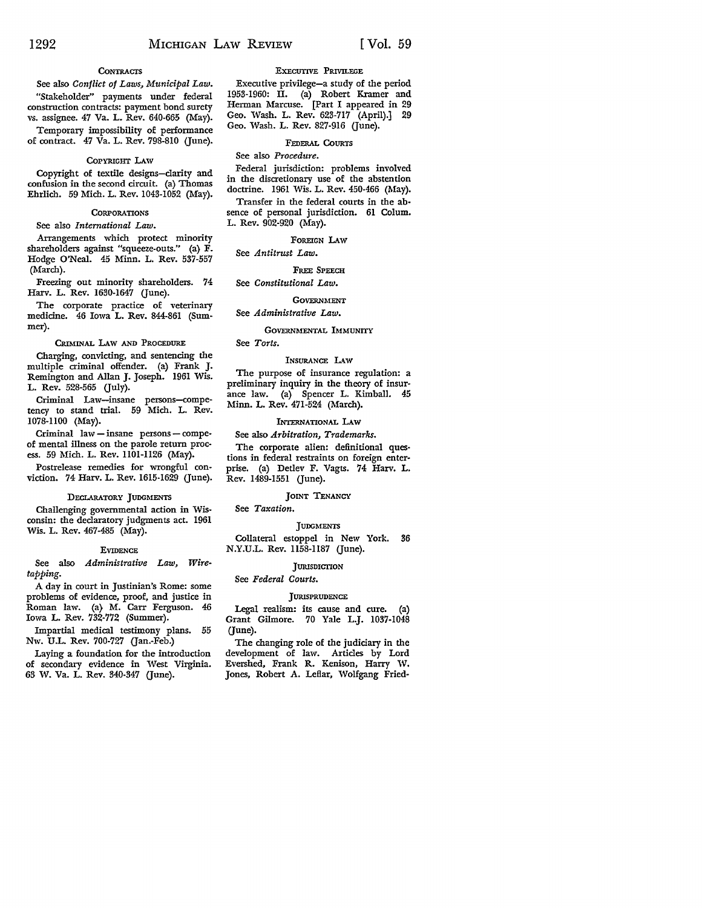### CONTRACTS

See also *Conflict of Laws, Municipal Law.*

"Stakeholder" payments under federal construction contracts: payment bond surety vs. assignee. 47 Va. L. Rev. 640-665 (May).

Temporary impossibility of performance of contract. 47 Va. L. Rev. 798-810 (June).

### COPYRIGHT LAW

Copyright of textile designs—clarity and confusion in the second circuit. (a) Thomas Ehrlich. 59 Mich. L. Rev. 1043-1052 (May).

### CORPORATIONS

See also *International Law.*

Arrangements which protect minority shareholders against "squeeze-outs." (a) F. Hodge O'Neal. 45 Minn. L. Rev. 537-557 (March).

Freezing out minority shareholders. 74 Harv. L. Rev. 1630-1647 (June).

The corporate practice of veterinary medicine. 46 Iowa L. Rev. 844-861 (Summer).

### CRIMINAL LAW AND PROCEDURE

Charging, convicting, and sentencing the multiple criminal offender. (a) Frank J. Remington and Allan J. Joseph. 1961 Wis. L. Rev. 528-565 (July).

Criminal Law—insane persons—competency to stand trial. 59 Mich. L. Rev. 1078-1100 (May).

Criminal law — insane persons — compe- of mental illness on the parole return process. 59 Mich. L. Rev. 1101-1126 (May).

Postrelease remedies for wrongful conviction. 74 Harv. L. Rev. 1615-1629 (June).

### DECLARATORY JUDGMENTS

Challenging governmental action in Wisconsin: the declaratory judgments act. 1961 Wis. L. Rev. 467-485 (May).

### EVIDENCE

See also *Administrative Law, Wiretapping.*

A day in court in Justinian's Rome: some problems of evidence, proof, and justice in Roman law. (a) M. Carr Ferguson. 46 Iowa L. Rev. 732-772 (Summer).

Impartial medical testimony plans. 55 Nw. U.L. Rev. 700-727 (Jan.-Feb.)

Laying a foundation for the introduction of secondary evidence in West Virginia. 63 W. Va. L. Rev. 340-347 (June).

### EXECUTIVE PRIVILEGE

Executive privilege—a study of the period 1953-1960: II. (a) Robert Kramer and Herman Marcuse. [Part I appeared in 29 Geo. Wash. L. Rev. 623-717 (April).] 29 Geo. Wash. L. Rev. 827-916 (June).

### FEDERAL COURTS

See also *Procedure.*

Federal jurisdiction: problems involved in the discretionary use of the abstention doctrine. 1961 Wis. L. Rev. 450-466 (May).

Transfer in the federal courts in the absence of personal jurisdiction. 61 Colum. L. Rev. 902-920 (May).

### FOREIGN LAW

See *Antitrust Law.*

### FREE SPEECH

See *Constitutional Law.*

### GOVERNMENT

See *Administrative Law.*

### GOVERNMENTAL IMMUNITY

See *Torts.*

### INSURANCE LAW

The purpose of insurance regulation: a preliminary inquiry in the theory of insurance law. (a) Spencer L. Kimball. 45 Minn. L. Rev. 471-524 (March).

### INTERNATIONAL LAW

See also *Arbitration, Trademarks.*

The corporate alien: definitional questions in federal restraints on foreign enterprise. (a) Detlev F. Vagts. 74 Harv. L. Rev. 1489-1551 (June).

### JOINT TENANCY

See *Taxation.*

### JUDGMENTS

Collateral estoppel in New York. 36 N.Y.U.L. Rev. 1158-1187 (June).

### JURISDICTION

See *Federal Courts.*

### JURISPRUDENCE

Legal realism: its cause and cure. (a) Grant Gilmore. 70 Yale L.J. 1037-1048 (June).

The changing role of the judiciary in the development of law. Articles by Lord Evershed, Frank R. Kenison, Harry W. Jones, Robert A. Leflar, Wolfgang Fried-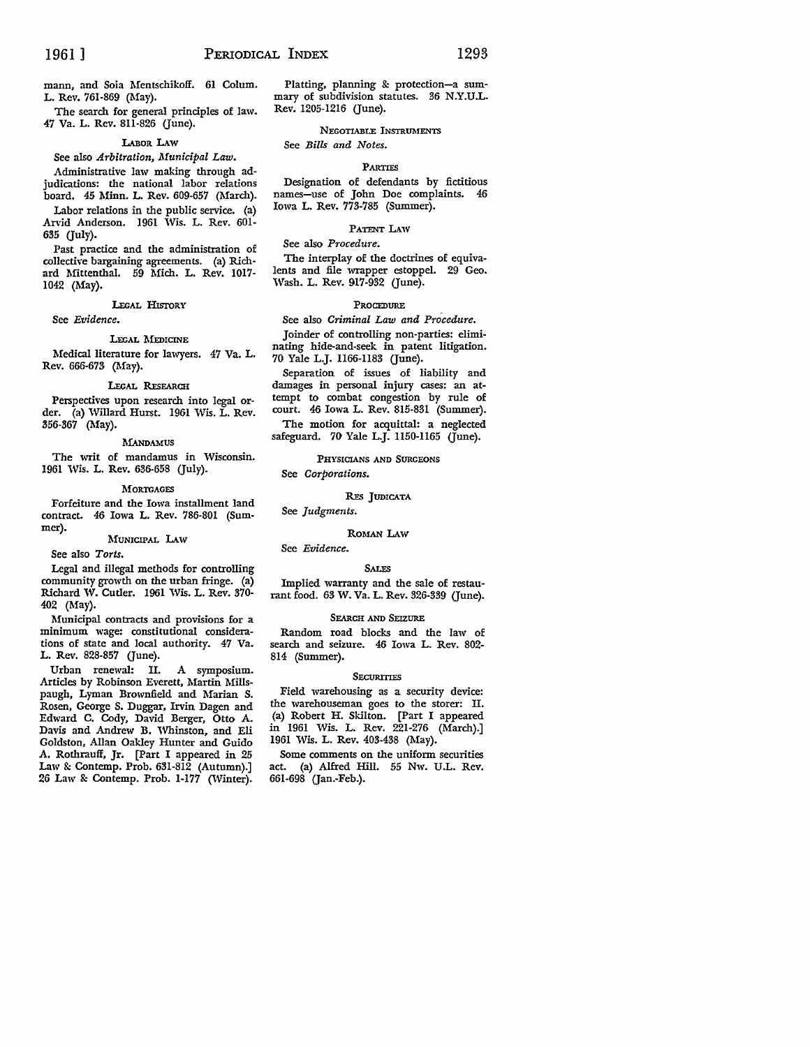mann, and Soia Mentschikoff. 61 Colum. L. Rev. 761-869 (May).

The search for general principles of law. 47 Va. L. Rev. 811-826 (June).

### Labor Law

See also *Arbitration, Municipal Law.*

Administrative law making through adjudications: the national labor relations board. 45 Minn. L. Rev. 609-657 (March).

Labor relations in the public service. (a) Arvid Anderson. 1961 Wis. L. Rev. 601-635 (July).

Past practice and the administration of collective bargaining agreements. (a) Richard Mittenthal. 59 Mich. L. Rev. 1017-1042 (May).

### Legal History

See *Evidence.*

### Legal Medicine

Medical literature for lawyers. 47 Va. L. Rev. 666-673 (May).

### Legal Research

Perspectives upon research into legal order. (a) Willard Hurst. 1961 Wis. L. Rev. 356-367 (May).

### Mandamus

The writ of mandamus in Wisconsin. 1961 Wis. L. Rev. 636-658 (July).

### Mortgages

Forfeiture and the Iowa installment land contract. 46 Iowa L. Rev. 786-801 (Summer).

### Municipal Law

See also *Torts.*

Legal and illegal methods for controlling community growth on the urban fringe. (a) Richard W. Cutler. 1961 Wis. L. Rev. 370-402 (May).

Municipal contracts and provisions for a minimum wage: constitutional considerations of state and local authority. 47 Va. L. Rev. 828-857 (June).

Urban renewal: II. A symposium. Articles by Robinson Everett, Martin Millspaugh, Lyman Brownfield and Marian S. Rosen, George S. Duggar, Irvin Dagen and Edward C. Cody, David Berger, Otto A. Davis and Andrew B. Whinston, and Eli Goldston, Allan Oakley Hunter and Guido A. Rothrauff, Jr. [Part I appeared in 25 Law & Contemp. Prob. 631-812 (Autumn).] 26 Law & Contemp. Prob. 1-177 (Winter).

Platting, planning & protection—a summary of subdivision statutes. 36 N.Y.U.L. Rev. 1205-1216 (June).

### Negotiable Instruments

See *Bills and Notes.*

### Parties

Designation of defendants by fictitious names—use of John Doe complaints. 46 Iowa L. Rev. 773-785 (Summer).

### Patent Law

See also *Procedure.*

The interplay of the doctrines of equivalents and file wrapper estoppel. 29 Geo. Wash. L. Rev. 917-932 (June).

### Procedure

See also *Criminal Law and Procedure.*

Joinder of controlling non-parties: eliminating hide-and-seek in patent litigation. 70 Yale L.J. 1166-1183 (June).

Separation of issues of liability and damages in personal injury cases: an attempt to combat congestion by rule of court. 46 Iowa L. Rev. 815-831 (Summer).

The motion for acquittal: a neglected safeguard. 70 Yale L.J. 1150-1165 (June).

### Physicians and Surgeons

See *Corporations.*

### Res Judicata

See *Judgments.*

### Roman Law

See *Evidence.*

### Sales

Implied warranty and the sale of restaurant food. 63 W. Va. L. Rev. 326-339 (June).

### Search and Seizure

Random road blocks and the law of search and seizure. 46 Iowa L. Rev. 802-814 (Summer).

### Securities

Field warehousing as a security device: the warehouseman goes to the storer: II. (a) Robert H. Skilton. [Part I appeared in 1961 Wis. L. Rev. 221-276 (March).] 1961 Wis. L. Rev. 403-438 (May).

Some comments on the uniform securities act. (a) Alfred Hill. 55 Nw. U.L. Rev. 661-698 (Jan.-Feb.).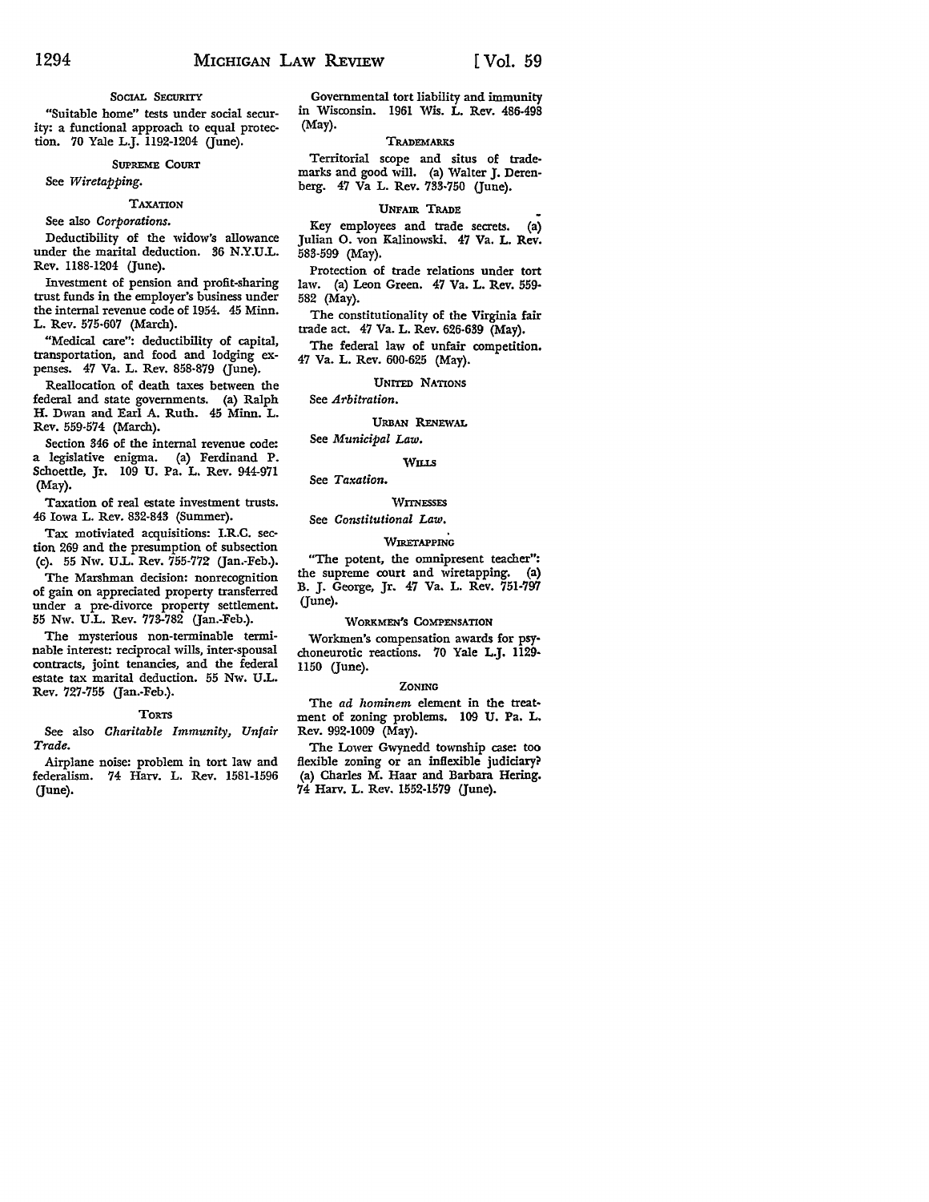### SOCIAL SECURITY

"Suitable home" tests under social security: a functional approach to equal protection. 70 Yale L.J. 1192-1204 (June).

### SUPREME COURT

See *Wiretapping*.

### TAXATION

See also *Corporations*.

Deductibility of the widow's allowance under the marital deduction. 36 N.Y.U.L. Rev. 1188-1204 (June).

Investment of pension and profit-sharing trust funds in the employer's business under the internal revenue code of 1954. 45 Minn. L. Rev. 575-607 (March).

"Medical care": deductibility of capital, transportation, and food and lodging expenses. 47 Va. L. Rev. 858-879 (June).

Reallocation of death taxes between the federal and state governments. (a) Ralph H. Dwan and Earl A. Ruth. 45 Minn. L. Rev. 559-574 (March).

Section 346 of the internal revenue code: a legislative enigma. (a) Ferdinand P. Schoettle, Jr. 109 U. Pa. L. Rev. 944-971 (May).

Taxation of real estate investment trusts. 46 Iowa L. Rev. 832-843 (Summer).

Tax motiviated acquisitions: I.R.C. section 269 and the presumption of subsection (c). 55 Nw. U.L. Rev. 755-772 (Jan.-Feb.).

The Marshman decision: nonrecognition of gain on appreciated property transferred under a pre-divorce property settlement. 55 Nw. U.L. Rev. 773-782 (Jan.-Feb.).

The mysterious non-terminable terminable interest: reciprocal wills, inter-spousal contracts, joint tenancies, and the federal estate tax marital deduction. 55 Nw. U.L. Rev. 727-755 (Jan.-Feb.).

### TORTS

See also *Charitable Immunity, Unfair Trade*.

Airplane noise: problem in tort law and federalism. 74 Harv. L. Rev. 1581-1596 (June).

Governmental tort liability and immunity in Wisconsin. 1961 Wis. L. Rev. 486-498 (May).

### TRADEMARKS

Territorial scope and situs of trademarks and good will. (a) Walter J. Derenberg. 47 Va L. Rev. 733-750 (June).

### UNFAIR TRADE

Key employees and trade secrets. (a) Julian O. von Kalinowski. 47 Va. L. Rev. 583-599 (May).

Protection of trade relations under tort law. (a) Leon Green. 47 Va. L. Rev. 559-582 (May).

The constitutionality of the Virginia fair trade act. 47 Va. L. Rev. 626-639 (May).

The federal law of unfair competition. 47 Va. L. Rev. 600-625 (May).

### UNITED NATIONS

See *Arbitration*.

### URBAN RENEWAL

See *Municipal Law*.

### WILLS

See *Taxation*.

### WITNESSES

See *Constitutional Law*.

### WIRETAPPING

"The potent, the omnipresent teacher": the supreme court and wiretapping. (a) B. J. George, Jr. 47 Va. L. Rev. 751-797 (June).

### WORKMEN'S COMPENSATION

Workmen's compensation awards for psychoneurotic reactions. 70 Yale L.J. 1129-1150 (June).

### ZONING

The *ad hominem* element in the treatment of zoning problems. 109 U. Pa. L. Rev. 992-1009 (May).

The Lower Gwynedd township case: too flexible zoning or an inflexible judiciary? (a) Charles M. Haar and Barbara Hering. 74 Harv. L. Rev. 1552-1579 (June).